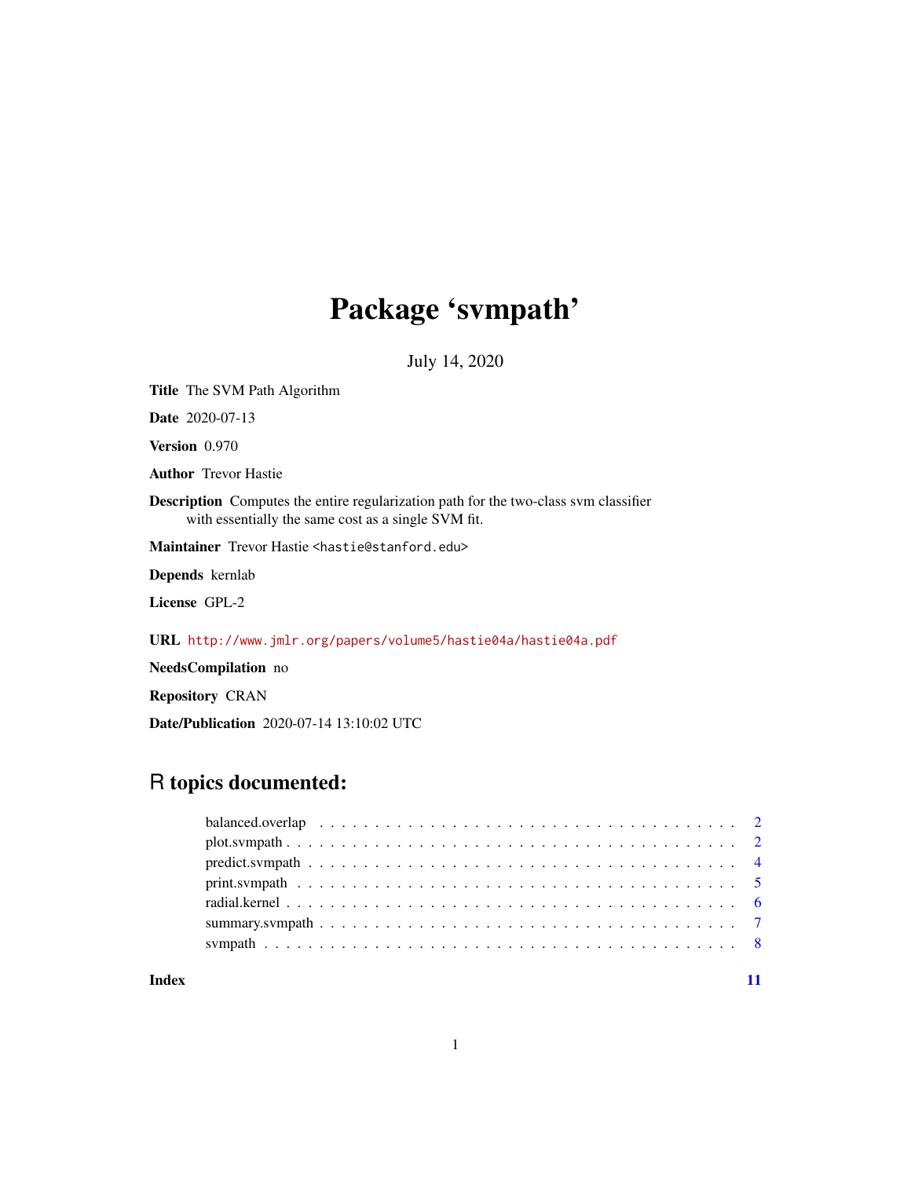# Package 'svmpath'

July 14, 2020

**Title** The SVM Path Algorithm

**Date** 2020-07-13

**Version** 0.970

**Author** Trevor Hastie

**Description** Computes the entire regularization path for the two-class svm classifier with essentially the same cost as a single SVM fit.

**Maintainer** Trevor Hastie <hastie@stanford.edu>

**Depends** kernlab

**License** GPL-2

**URL** http://www.jmlr.org/papers/volume5/hastie04a/hastie04a.pdf

**NeedsCompilation** no

**Repository** CRAN

**Date/Publication** 2020-07-14 13:10:02 UTC

## R topics documented:

| | |
|---|---|
| balanced.overlap | 2 |
| plot.svmpath | 2 |
| predict.svmpath | 4 |
| print.svmpath | 5 |
| radial.kernel | 6 |
| summary.svmpath | 7 |
| svmpath | 8 |
| **Index** | **11** |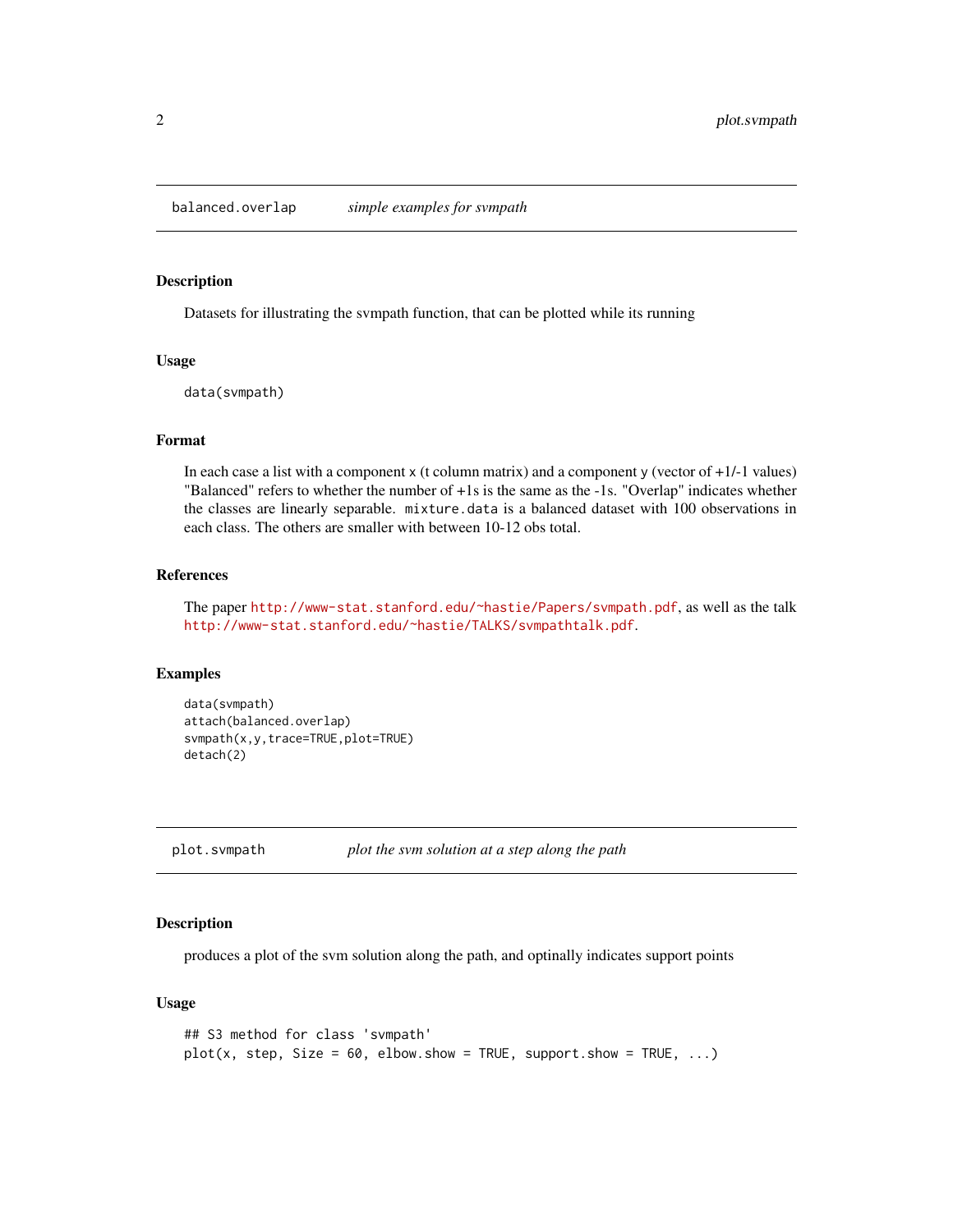## balanced.overlap *simple examples for svmpath*

### Description

Datasets for illustrating the svmpath function, that can be plotted while its running

### Usage

```
data(svmpath)
```

### Format

In each case a list with a component x (t column matrix) and a component y (vector of +1/-1 values) "Balanced" refers to whether the number of +1s is the same as the -1s. "Overlap" indicates whether the classes are linearly separable. `mixture.data` is a balanced dataset with 100 observations in each class. The others are smaller with between 10-12 obs total.

### References

The paper http://www-stat.stanford.edu/~hastie/Papers/svmpath.pdf, as well as the talk http://www-stat.stanford.edu/~hastie/TALKS/svmpathtalk.pdf.

### Examples

```
data(svmpath)
attach(balanced.overlap)
svmpath(x,y,trace=TRUE,plot=TRUE)
detach(2)
```

## plot.svmpath *plot the svm solution at a step along the path*

### Description

produces a plot of the svm solution along the path, and optinally indicates support points

### Usage

```
## S3 method for class 'svmpath'
plot(x, step, Size = 60, elbow.show = TRUE, support.show = TRUE, ...)
```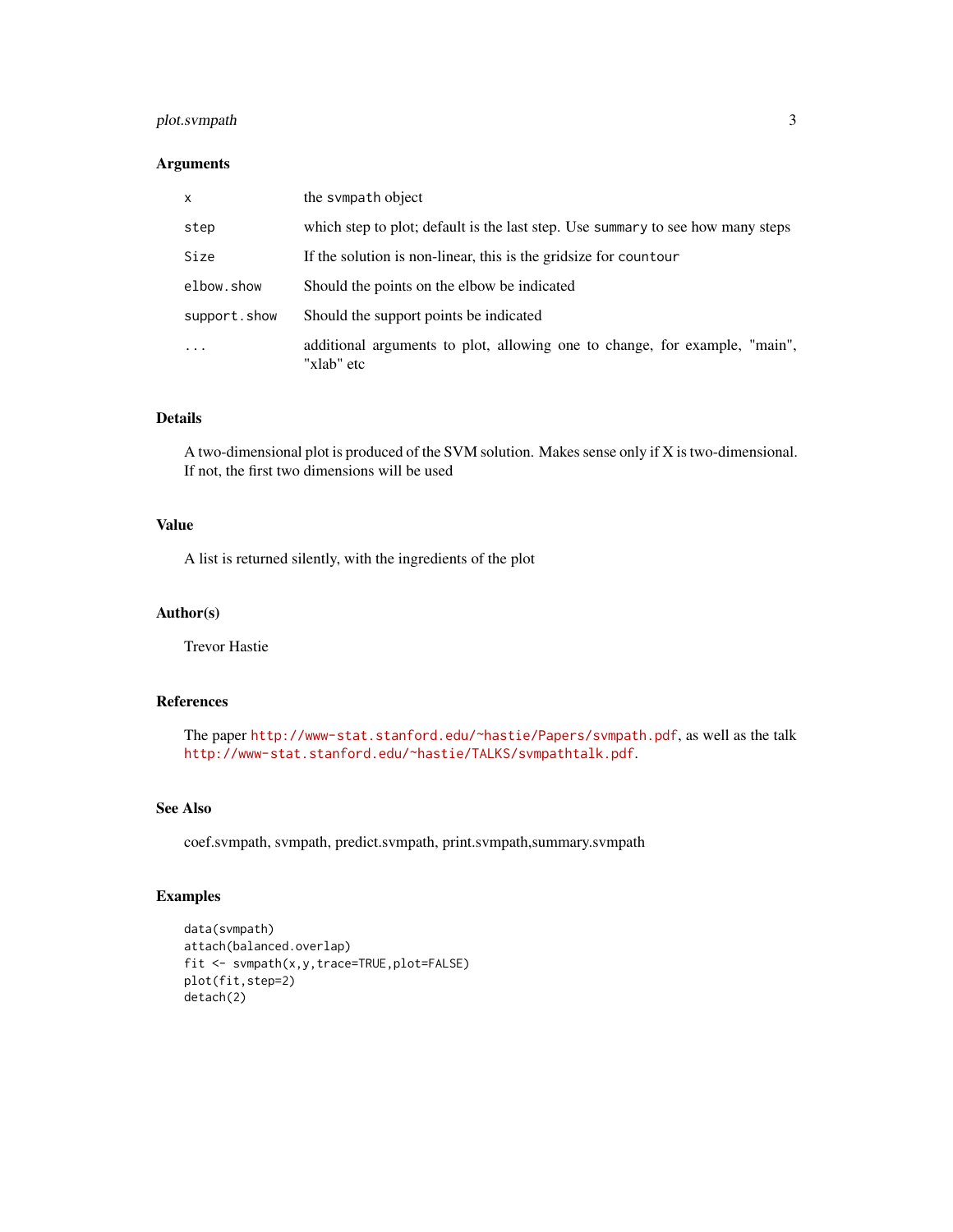### Arguments

| | |
|---|---|
| `x` | the `svmpath` object |
| `step` | which step to plot; default is the last step. Use `summary` to see how many steps |
| `Size` | If the solution is non-linear, this is the gridsize for `countour` |
| `elbow.show` | Should the points on the elbow be indicated |
| `support.show` | Should the support points be indicated |
| `...` | additional arguments to plot, allowing one to change, for example, "main", "xlab" etc |

### Details

A two-dimensional plot is produced of the SVM solution. Makes sense only if X is two-dimensional. If not, the first two dimensions will be used

### Value

A list is returned silently, with the ingredients of the plot

### Author(s)

Trevor Hastie

### References

The paper `http://www-stat.stanford.edu/~hastie/Papers/svmpath.pdf`, as well as the talk `http://www-stat.stanford.edu/~hastie/TALKS/svmpathtalk.pdf`.

### See Also

coef.svmpath, svmpath, predict.svmpath, print.svmpath,summary.svmpath

### Examples

```
data(svmpath)
attach(balanced.overlap)
fit <- svmpath(x,y,trace=TRUE,plot=FALSE)
plot(fit,step=2)
detach(2)
```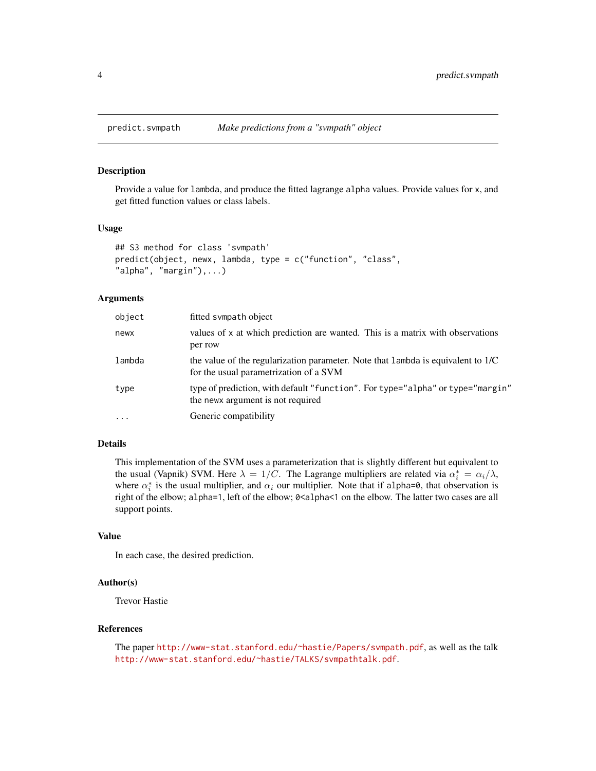predict.svmpath *Make predictions from a "svmpath" object*

## Description

Provide a value for lambda, and produce the fitted lagrange alpha values. Provide values for x, and get fitted function values or class labels.

## Usage

```
## S3 method for class 'svmpath'
predict(object, newx, lambda, type = c("function", "class",
"alpha", "margin"),...)
```

## Arguments

| | |
|---|---|
| object | fitted svmpath object |
| newx | values of x at which prediction are wanted. This is a matrix with observations per row |
| lambda | the value of the regularization parameter. Note that lambda is equivalent to 1/C for the usual parametrization of a SVM |
| type | type of prediction, with default "function". For type="alpha" or type="margin" the newx argument is not required |
| ... | Generic compatibility |

## Details

This implementation of the SVM uses a parameterization that is slightly different but equivalent to the usual (Vapnik) SVM. Here $\lambda = 1/C$. The Lagrange multipliers are related via $\alpha_i^* = \alpha_i/\lambda$, where $\alpha_i^*$ is the usual multiplier, and $\alpha_i$ our multiplier. Note that if alpha=0, that observation is right of the elbow; alpha=1, left of the elbow; 0<alpha<1 on the elbow. The latter two cases are all support points.

## Value

In each case, the desired prediction.

## Author(s)

Trevor Hastie

## References

The paper http://www-stat.stanford.edu/~hastie/Papers/svmpath.pdf, as well as the talk http://www-stat.stanford.edu/~hastie/TALKS/svmpathtalk.pdf.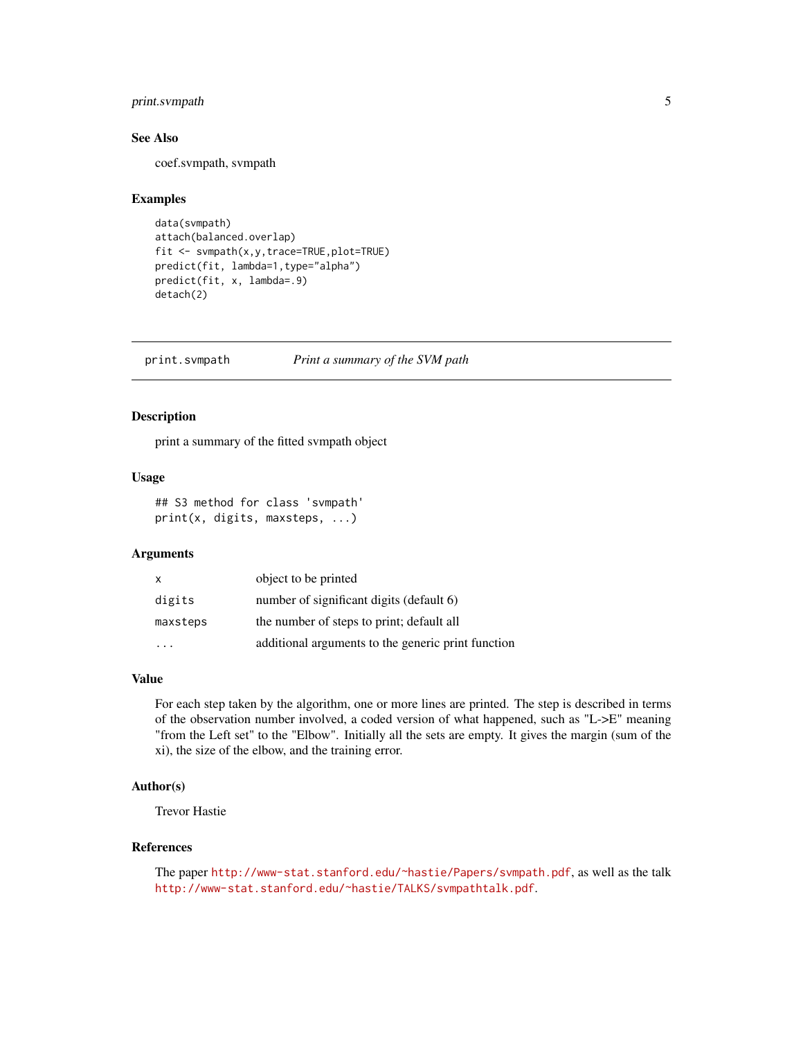### See Also

coef.svmpath, svmpath

### Examples

```
data(svmpath)
attach(balanced.overlap)
fit <- svmpath(x,y,trace=TRUE,plot=TRUE)
predict(fit, lambda=1,type="alpha")
predict(fit, x, lambda=.9)
detach(2)
```

---

## print.svmpath — *Print a summary of the SVM path*

### Description

print a summary of the fitted svmpath object

### Usage

```
## S3 method for class 'svmpath'
print(x, digits, maxsteps, ...)
```

### Arguments

| | |
|---|---|
| `x` | object to be printed |
| `digits` | number of significant digits (default 6) |
| `maxsteps` | the number of steps to print; default all |
| `...` | additional arguments to the generic print function |

### Value

For each step taken by the algorithm, one or more lines are printed. The step is described in terms of the observation number involved, a coded version of what happened, such as "L->E" meaning "from the Left set" to the "Elbow". Initially all the sets are empty. It gives the margin (sum of the xi), the size of the elbow, and the training error.

### Author(s)

Trevor Hastie

### References

The paper `http://www-stat.stanford.edu/~hastie/Papers/svmpath.pdf`, as well as the talk `http://www-stat.stanford.edu/~hastie/TALKS/svmpathtalk.pdf`.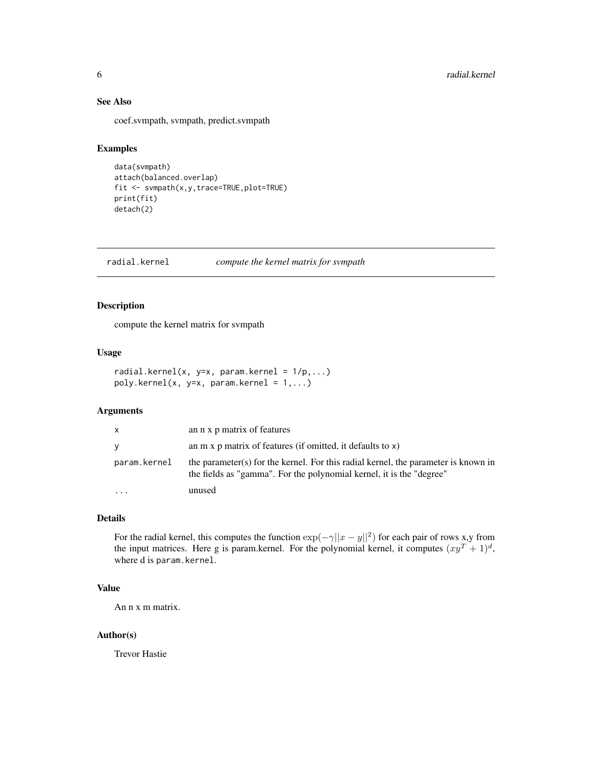### See Also

coef.svmpath, svmpath, predict.svmpath

### Examples

```
data(svmpath)
attach(balanced.overlap)
fit <- svmpath(x,y,trace=TRUE,plot=TRUE)
print(fit)
detach(2)
```

---

## radial.kernel    *compute the kernel matrix for svmpath*

---

### Description

compute the kernel matrix for svmpath

### Usage

```
radial.kernel(x, y=x, param.kernel = 1/p,...)
poly.kernel(x, y=x, param.kernel = 1,...)
```

### Arguments

| | |
|---|---|
| `x` | an n x p matrix of features |
| `y` | an m x p matrix of features (if omitted, it defaults to `x`) |
| `param.kernel` | the parameter(s) for the kernel. For this radial kernel, the parameter is known in the fields as "gamma". For the polynomial kernel, it is the "degree" |
| `...` | unused |

### Details

For the radial kernel, this computes the function $\exp(-\gamma||x - y||^2)$ for each pair of rows x,y from the input matrices. Here g is param.kernel. For the polynomial kernel, it computes $(xy^T + 1)^d$, where d is `param.kernel`.

### Value

An n x m matrix.

### Author(s)

Trevor Hastie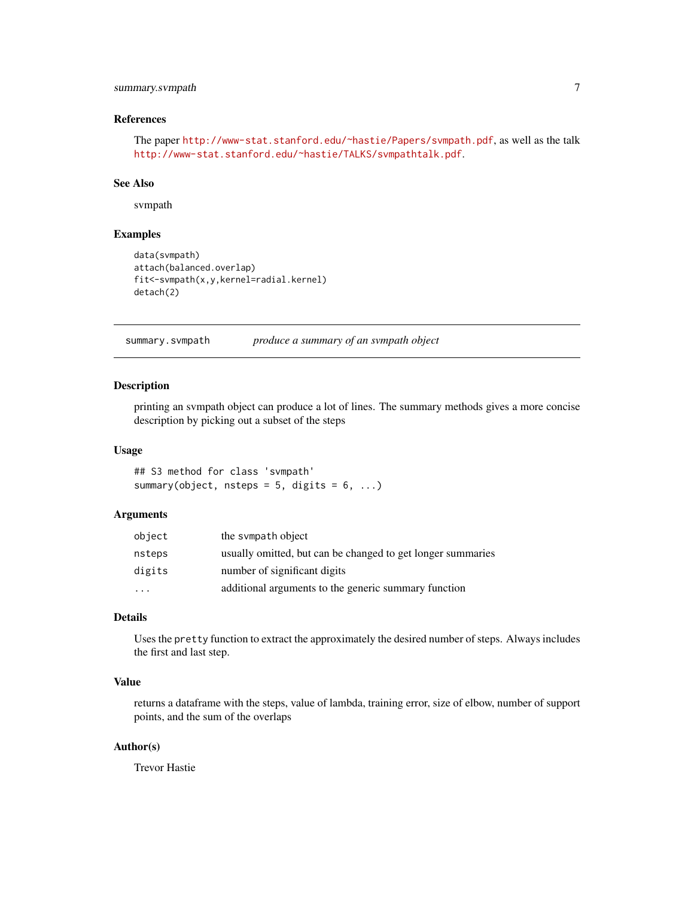### References

The paper http://www-stat.stanford.edu/~hastie/Papers/svmpath.pdf, as well as the talk http://www-stat.stanford.edu/~hastie/TALKS/svmpathtalk.pdf.

### See Also

svmpath

### Examples

```
data(svmpath)
attach(balanced.overlap)
fit<-svmpath(x,y,kernel=radial.kernel)
detach(2)
```

---

## summary.svmpath — *produce a summary of an svmpath object*

---

### Description

printing an svmpath object can produce a lot of lines. The summary methods gives a more concise description by picking out a subset of the steps

### Usage

```
## S3 method for class 'svmpath'
summary(object, nsteps = 5, digits = 6, ...)
```

### Arguments

| | |
|---|---|
| `object` | the `svmpath` object |
| `nsteps` | usually omitted, but can be changed to get longer summaries |
| `digits` | number of significant digits |
| `...` | additional arguments to the generic summary function |

### Details

Uses the `pretty` function to extract the approximately the desired number of steps. Always includes the first and last step.

### Value

returns a dataframe with the steps, value of lambda, training error, size of elbow, number of support points, and the sum of the overlaps

### Author(s)

Trevor Hastie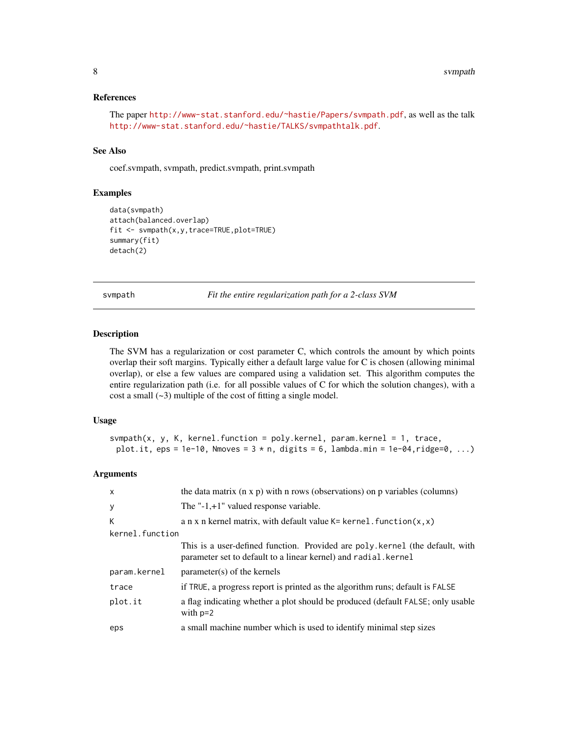### References

The paper http://www-stat.stanford.edu/~hastie/Papers/svmpath.pdf, as well as the talk http://www-stat.stanford.edu/~hastie/TALKS/svmpathtalk.pdf.

### See Also

coef.svmpath, svmpath, predict.svmpath, print.svmpath

### Examples

```
data(svmpath)
attach(balanced.overlap)
fit <- svmpath(x,y,trace=TRUE,plot=TRUE)
summary(fit)
detach(2)
```

---

## svmpath — *Fit the entire regularization path for a 2-class SVM*

### Description

The SVM has a regularization or cost parameter C, which controls the amount by which points overlap their soft margins. Typically either a default large value for C is chosen (allowing minimal overlap), or else a few values are compared using a validation set. This algorithm computes the entire regularization path (i.e. for all possible values of C for which the solution changes), with a cost a small (~3) multiple of the cost of fitting a single model.

### Usage

```
svmpath(x, y, K, kernel.function = poly.kernel, param.kernel = 1, trace,
  plot.it, eps = 1e-10, Nmoves = 3 * n, digits = 6, lambda.min = 1e-04,ridge=0, ...)
```

### Arguments

| | |
|---|---|
| `x` | the data matrix (n x p) with n rows (observations) on p variables (columns) |
| `y` | The "-1,+1" valued response variable. |
| `K` | a n x n kernel matrix, with default value `K= kernel.function(x,x)` |
| `kernel.function` | This is a user-defined function. Provided are `poly.kernel` (the default, with parameter set to default to a linear kernel) and `radial.kernel` |
| `param.kernel` | parameter(s) of the kernels |
| `trace` | if `TRUE`, a progress report is printed as the algorithm runs; default is `FALSE` |
| `plot.it` | a flag indicating whether a plot should be produced (default `FALSE`; only usable with p=2 |
| `eps` | a small machine number which is used to identify minimal step sizes |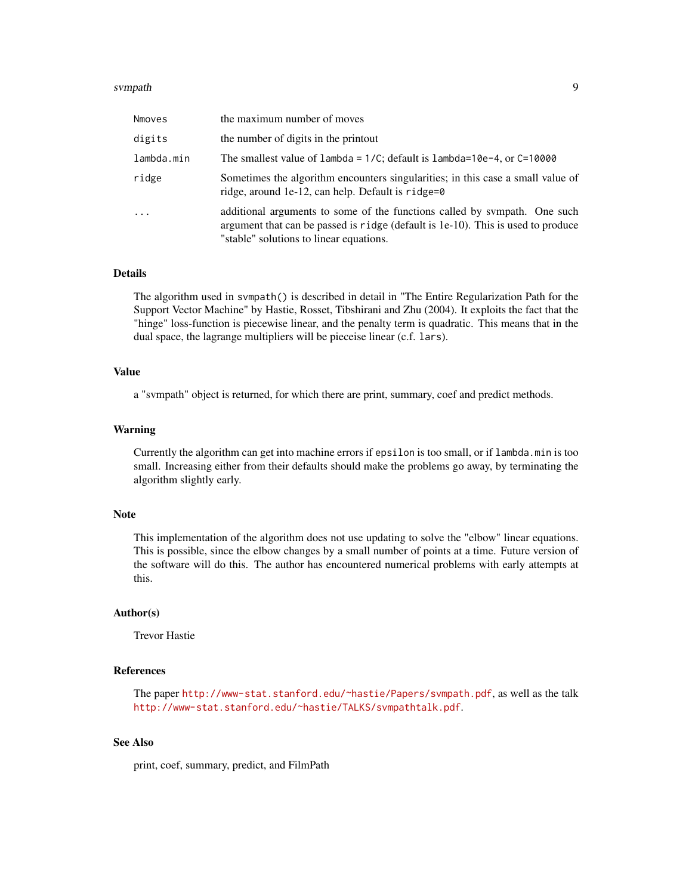| | |
|---|---|
| `Nmoves` | the maximum number of moves |
| `digits` | the number of digits in the printout |
| `lambda.min` | The smallest value of `lambda = 1/C`; default is `lambda=10e-4`, or `C=10000` |
| `ridge` | Sometimes the algorithm encounters singularities; in this case a small value of ridge, around 1e-12, can help. Default is `ridge=0` |
| `...` | additional arguments to some of the functions called by svmpath. One such argument that can be passed is `ridge` (default is 1e-10). This is used to produce "stable" solutions to linear equations. |

### Details

The algorithm used in `svmpath()` is described in detail in "The Entire Regularization Path for the Support Vector Machine" by Hastie, Rosset, Tibshirani and Zhu (2004). It exploits the fact that the "hinge" loss-function is piecewise linear, and the penalty term is quadratic. This means that in the dual space, the lagrange multipliers will be pieceise linear (c.f. `lars`).

### Value

a "svmpath" object is returned, for which there are print, summary, coef and predict methods.

### Warning

Currently the algorithm can get into machine errors if `epsilon` is too small, or if `lambda.min` is too small. Increasing either from their defaults should make the problems go away, by terminating the algorithm slightly early.

### Note

This implementation of the algorithm does not use updating to solve the "elbow" linear equations. This is possible, since the elbow changes by a small number of points at a time. Future version of the software will do this. The author has encountered numerical problems with early attempts at this.

### Author(s)

Trevor Hastie

### References

The paper http://www-stat.stanford.edu/~hastie/Papers/svmpath.pdf, as well as the talk http://www-stat.stanford.edu/~hastie/TALKS/svmpathtalk.pdf.

### See Also

print, coef, summary, predict, and FilmPath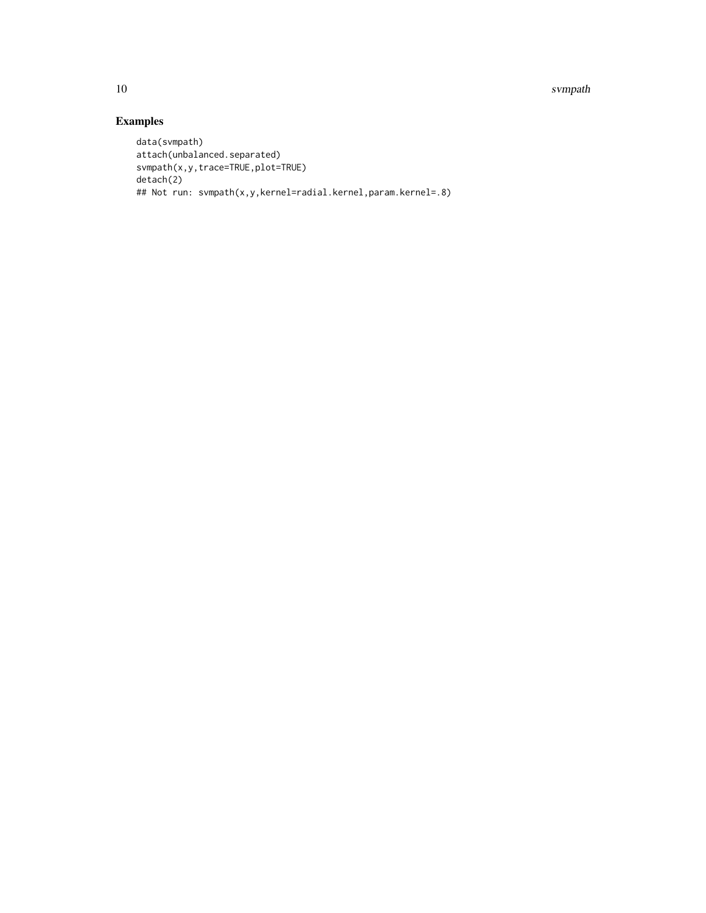## Examples

```
data(svmpath)
attach(unbalanced.separated)
svmpath(x,y,trace=TRUE,plot=TRUE)
detach(2)
## Not run: svmpath(x,y,kernel=radial.kernel,param.kernel=.8)
```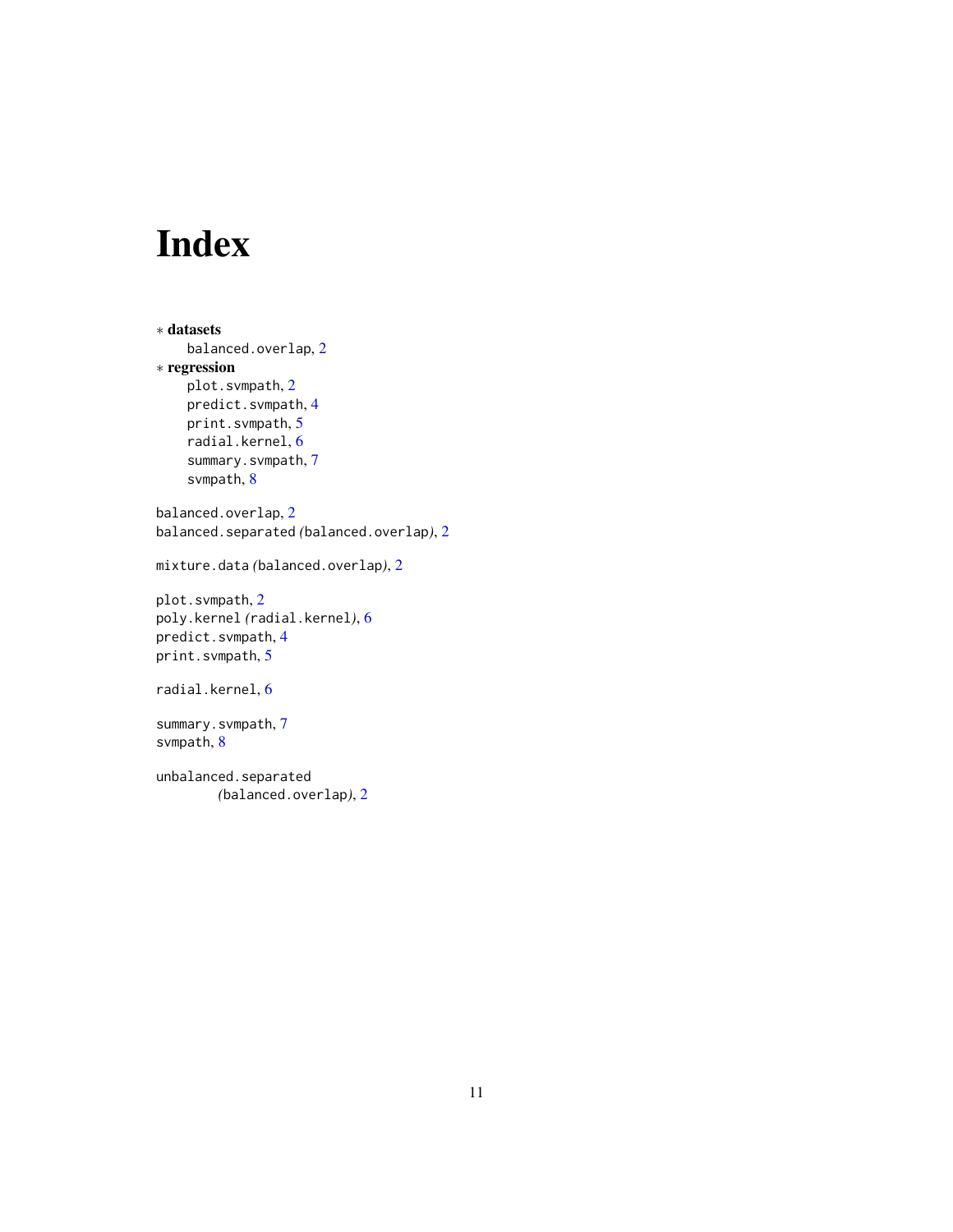# Index

∗ **datasets**
    balanced.overlap, 2
∗ **regression**
    plot.svmpath, 2
    predict.svmpath, 4
    print.svmpath, 5
    radial.kernel, 6
    summary.svmpath, 7
    svmpath, 8

balanced.overlap, 2
balanced.separated *(*balanced.overlap*)*, 2

mixture.data *(*balanced.overlap*)*, 2

plot.svmpath, 2
poly.kernel *(*radial.kernel*)*, 6
predict.svmpath, 4
print.svmpath, 5

radial.kernel, 6

summary.svmpath, 7
svmpath, 8

unbalanced.separated
        *(*balanced.overlap*)*, 2